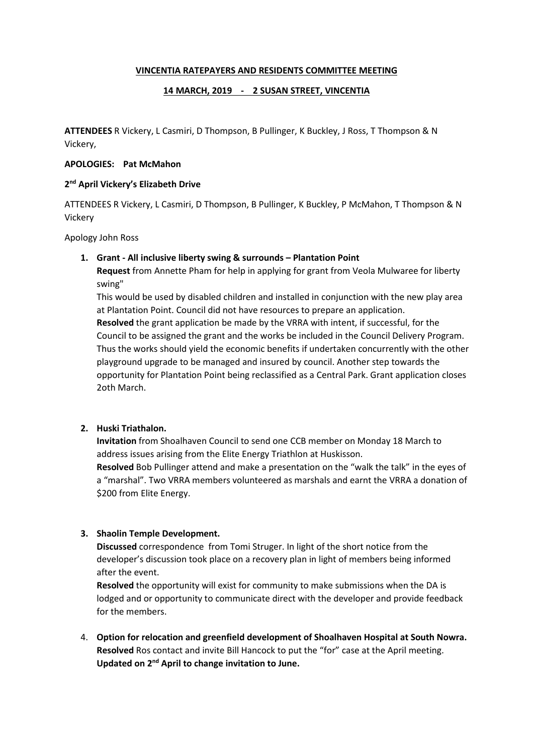**VINCENTIA RATEPAYERS AND RESIDENTS COMMITTEE MEETING**

**14 MARCH, 2019 - 2 SUSAN STREET, VINCENTIA**

**ATTENDEES** R Vickery, L Casmiri, D Thompson, B Pullinger, K Buckley, J Ross, T Thompson & N Vickery,

**APOLOGIES: Pat McMahon**

**2nd April Vickery's Elizabeth Drive**

ATTENDEES R Vickery, L Casmiri, D Thompson, B Pullinger, K Buckley, P McMahon, T Thompson & N Vickery

Apology John Ross

1. **Grant - All inclusive liberty swing & surrounds – Plantation Point**
   **Request** from Annette Pham for help in applying for grant from Veola Mulwaree for liberty swing"
   This would be used by disabled children and installed in conjunction with the new play area at Plantation Point. Council did not have resources to prepare an application.
   **Resolved** the grant application be made by the VRRA with intent, if successful, for the Council to be assigned the grant and the works be included in the Council Delivery Program. Thus the works should yield the economic benefits if undertaken concurrently with the other playground upgrade to be managed and insured by council. Another step towards the opportunity for Plantation Point being reclassified as a Central Park. Grant application closes 2oth March.

2. **Huski Triathalon.**
   **Invitation** from Shoalhaven Council to send one CCB member on Monday 18 March to address issues arising from the Elite Energy Triathlon at Huskisson.
   **Resolved** Bob Pullinger attend and make a presentation on the "walk the talk" in the eyes of a "marshal". Two VRRA members volunteered as marshals and earnt the VRRA a donation of $200 from Elite Energy.

3. **Shaolin Temple Development.**
   **Discussed** correspondence from Tomi Struger. In light of the short notice from the developer's discussion took place on a recovery plan in light of members being informed after the event.
   **Resolved** the opportunity will exist for community to make submissions when the DA is lodged and or opportunity to communicate direct with the developer and provide feedback for the members.

4. **Option for relocation and greenfield development of Shoalhaven Hospital at South Nowra.**
   **Resolved** Ros contact and invite Bill Hancock to put the "for" case at the April meeting.
   **Updated on 2nd April to change invitation to June.**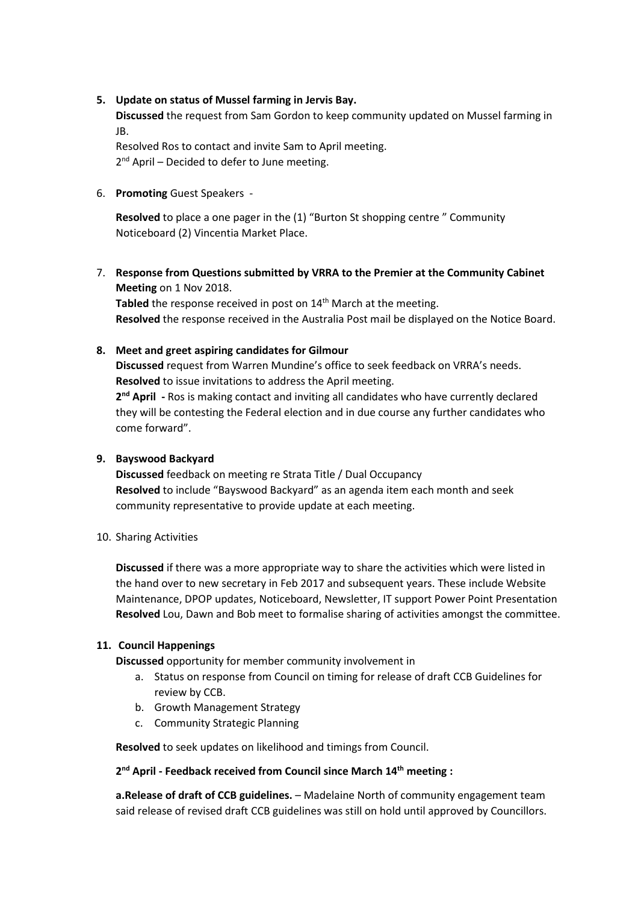5. **Update on status of Mussel farming in Jervis Bay.**
   **Discussed** the request from Sam Gordon to keep community updated on Mussel farming in JB.
   Resolved Ros to contact and invite Sam to April meeting.
   2nd April – Decided to defer to June meeting.

6. **Promoting** Guest Speakers -

   **Resolved** to place a one pager in the (1) "Burton St shopping centre " Community Noticeboard (2) Vincentia Market Place.

7. **Response from Questions submitted by VRRA to the Premier at the Community Cabinet Meeting** on 1 Nov 2018.
   **Tabled** the response received in post on 14th March at the meeting.
   **Resolved** the response received in the Australia Post mail be displayed on the Notice Board.

8. **Meet and greet aspiring candidates for Gilmour**
   **Discussed** request from Warren Mundine's office to seek feedback on VRRA's needs.
   **Resolved** to issue invitations to address the April meeting.
   **2nd April -** Ros is making contact and inviting all candidates who have currently declared they will be contesting the Federal election and in due course any further candidates who come forward".

9. **Bayswood Backyard**
   **Discussed** feedback on meeting re Strata Title / Dual Occupancy
   **Resolved** to include "Bayswood Backyard" as an agenda item each month and seek community representative to provide update at each meeting.

10. Sharing Activities

    **Discussed** if there was a more appropriate way to share the activities which were listed in the hand over to new secretary in Feb 2017 and subsequent years. These include Website Maintenance, DPOP updates, Noticeboard, Newsletter, IT support Power Point Presentation
    **Resolved** Lou, Dawn and Bob meet to formalise sharing of activities amongst the committee.

11. **Council Happenings**
    **Discussed** opportunity for member community involvement in
    a. Status on response from Council on timing for release of draft CCB Guidelines for review by CCB.
    b. Growth Management Strategy
    c. Community Strategic Planning

    **Resolved** to seek updates on likelihood and timings from Council.

    **2nd April - Feedback received from Council since March 14th meeting :**

    **a.Release of draft of CCB guidelines.** – Madelaine North of community engagement team said release of revised draft CCB guidelines was still on hold until approved by Councillors.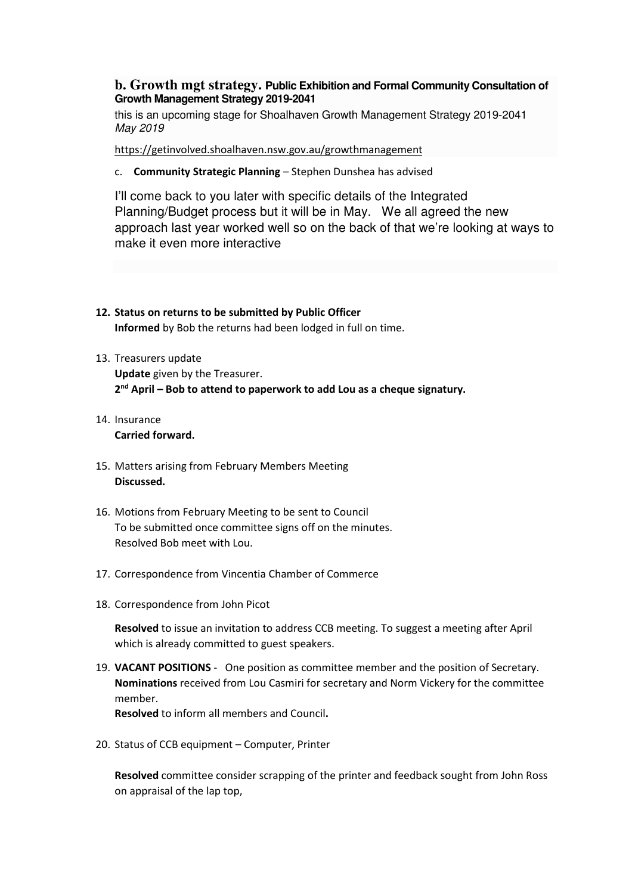**b. Growth mgt strategy. Public Exhibition and Formal Community Consultation of Growth Management Strategy 2019-2041**

this is an upcoming stage for Shoalhaven Growth Management Strategy 2019-2041
*May 2019*

https://getinvolved.shoalhaven.nsw.gov.au/growthmanagement

c. **Community Strategic Planning** – Stephen Dunshea has advised

I'll come back to you later with specific details of the Integrated Planning/Budget process but it will be in May. We all agreed the new approach last year worked well so on the back of that we're looking at ways to make it even more interactive

12. **Status on returns to be submitted by Public Officer**
    **Informed** by Bob the returns had been lodged in full on time.

13. Treasurers update
    **Update** given by the Treasurer.
    **2nd April – Bob to attend to paperwork to add Lou as a cheque signatury.**

14. Insurance
    **Carried forward.**

15. Matters arising from February Members Meeting
    **Discussed.**

16. Motions from February Meeting to be sent to Council
    To be submitted once committee signs off on the minutes.
    Resolved Bob meet with Lou.

17. Correspondence from Vincentia Chamber of Commerce

18. Correspondence from John Picot

    **Resolved** to issue an invitation to address CCB meeting. To suggest a meeting after April which is already committed to guest speakers.

19. **VACANT POSITIONS** - One position as committee member and the position of Secretary.
    **Nominations** received from Lou Casmiri for secretary and Norm Vickery for the committee member.
    **Resolved** to inform all members and Council**.**

20. Status of CCB equipment – Computer, Printer

    **Resolved** committee consider scrapping of the printer and feedback sought from John Ross on appraisal of the lap top,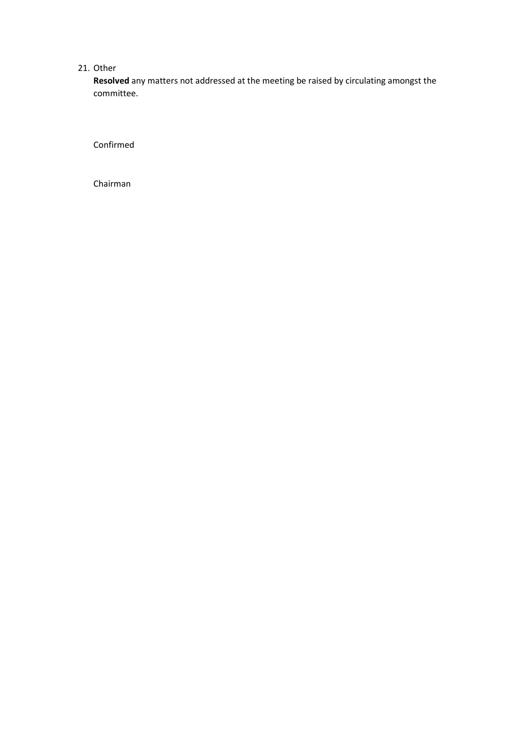21. Other

    **Resolved** any matters not addressed at the meeting be raised by circulating amongst the committee.

Confirmed

Chairman